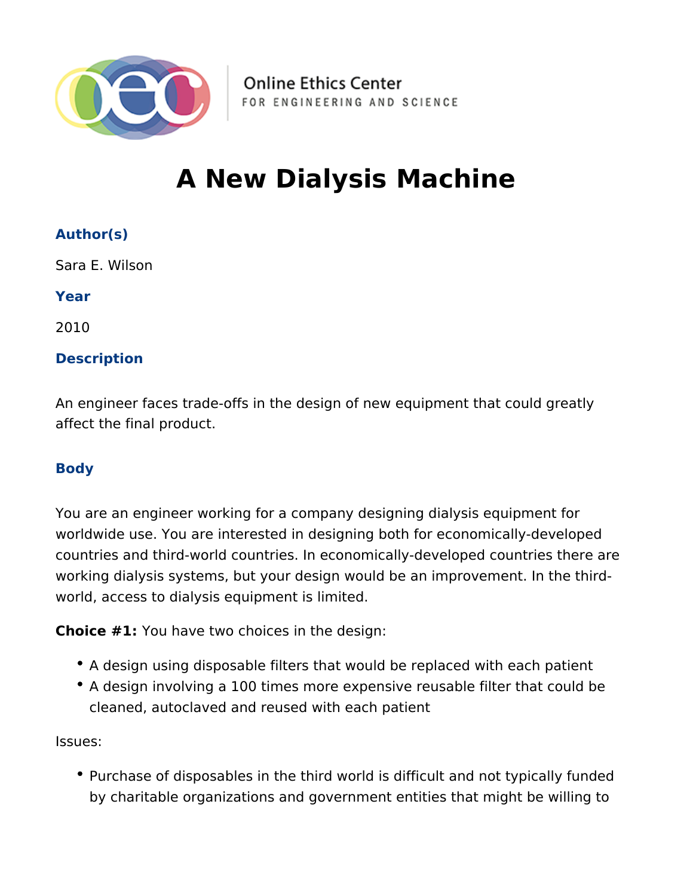Online Ethics Center
FOR ENGINEERING AND SCIENCE

# A New Dialysis Machine

### Author(s)

Sara E. Wilson

### Year

2010

### Description

An engineer faces trade-offs in the design of new equipment that could greatly affect the final product.

### Body

You are an engineer working for a company designing dialysis equipment for worldwide use. You are interested in designing both for economically-developed countries and third-world countries. In economically-developed countries there are working dialysis systems, but your design would be an improvement. In the third-world, access to dialysis equipment is limited.

**Choice #1:** You have two choices in the design:

- A design using disposable filters that would be replaced with each patient
- A design involving a 100 times more expensive reusable filter that could be cleaned, autoclaved and reused with each patient

Issues:

- Purchase of disposables in the third world is difficult and not typically funded by charitable organizations and government entities that might be willing to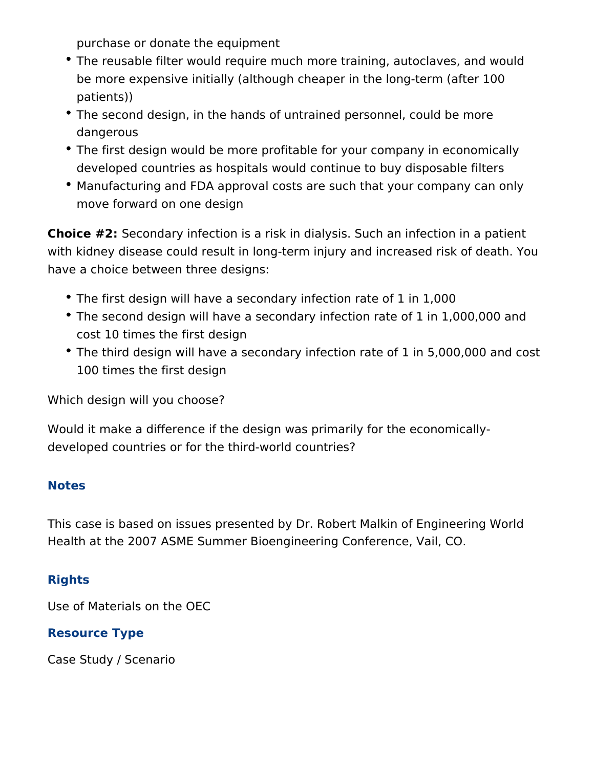purchase or donate the equipment

- The reusable filter would require much more training, autoclaves, and would be more expensive initially (although cheaper in the long-term (after 100 patients))
- The second design, in the hands of untrained personnel, could be more dangerous
- The first design would be more profitable for your company in economically developed countries as hospitals would continue to buy disposable filters
- Manufacturing and FDA approval costs are such that your company can only move forward on one design

**Choice #2:** Secondary infection is a risk in dialysis. Such an infection in a patient with kidney disease could result in long-term injury and increased risk of death. You have a choice between three designs:

- The first design will have a secondary infection rate of 1 in 1,000
- The second design will have a secondary infection rate of 1 in 1,000,000 and cost 10 times the first design
- The third design will have a secondary infection rate of 1 in 5,000,000 and cost 100 times the first design

Which design will you choose?

Would it make a difference if the design was primarily for the economically-developed countries or for the third-world countries?

## Notes

This case is based on issues presented by Dr. Robert Malkin of Engineering World Health at the 2007 ASME Summer Bioengineering Conference, Vail, CO.

## Rights

Use of Materials on the OEC

## Resource Type

Case Study / Scenario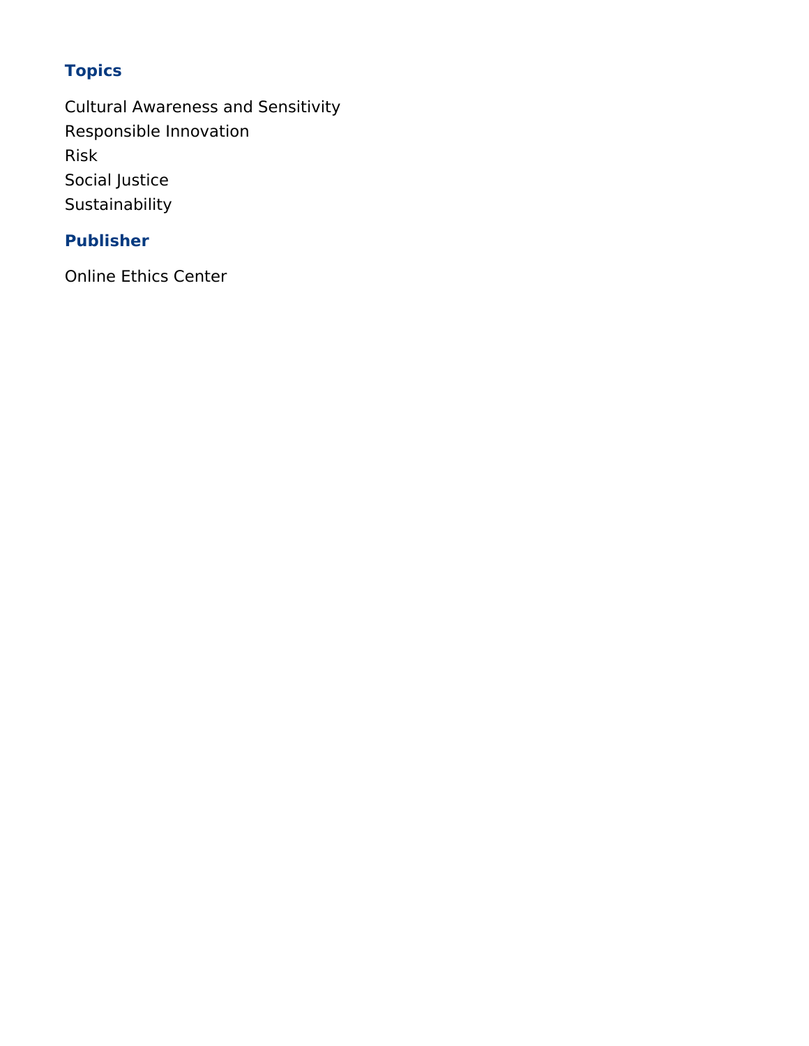### Topics

Cultural Awareness and Sensitivity
Responsible Innovation
Risk
Social Justice
Sustainability

### Publisher

Online Ethics Center